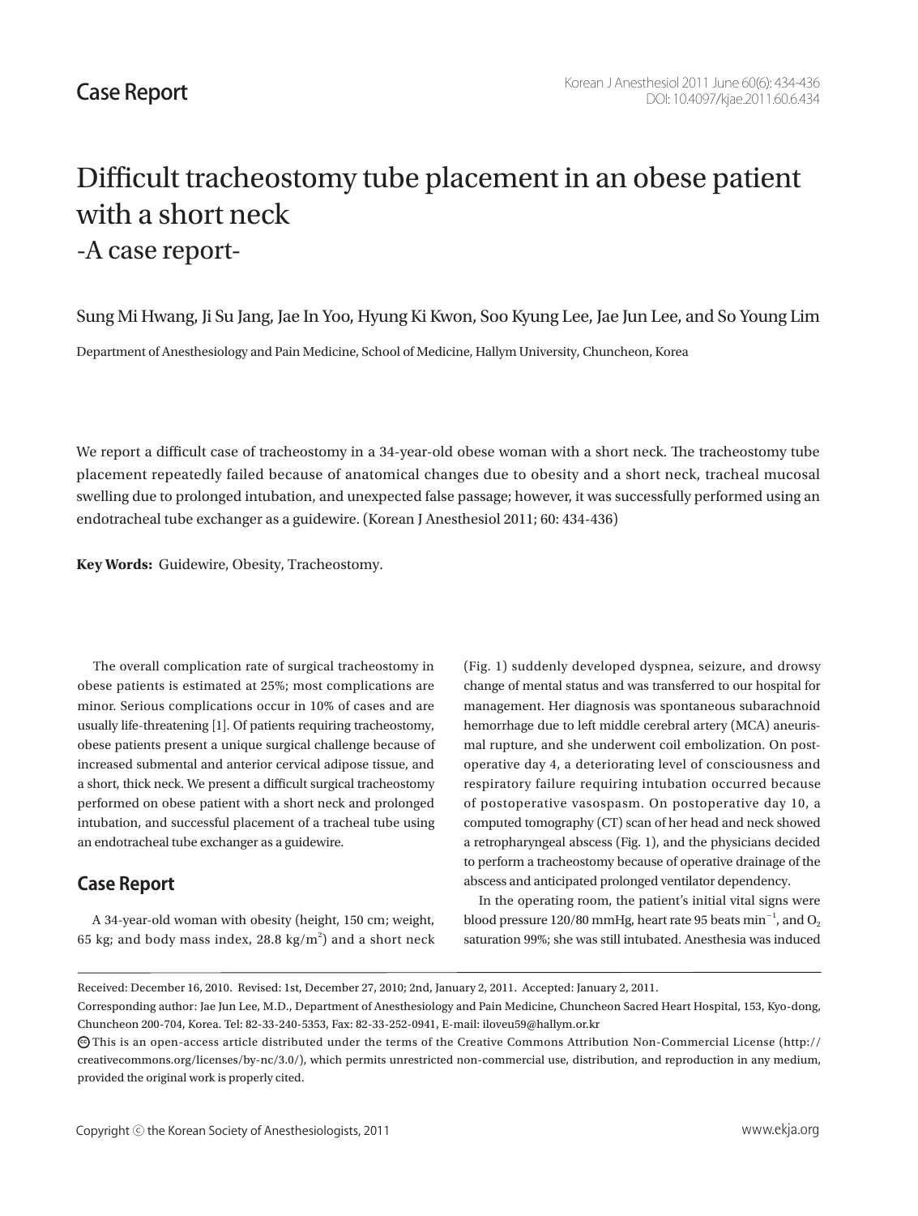Case Report

# Difficult tracheostomy tube placement in an obese patient with a short neck
## -A case report-

Sung Mi Hwang, Ji Su Jang, Jae In Yoo, Hyung Ki Kwon, Soo Kyung Lee, Jae Jun Lee, and So Young Lim

Department of Anesthesiology and Pain Medicine, School of Medicine, Hallym University, Chuncheon, Korea

We report a difficult case of tracheostomy in a 34-year-old obese woman with a short neck. The tracheostomy tube placement repeatedly failed because of anatomical changes due to obesity and a short neck, tracheal mucosal swelling due to prolonged intubation, and unexpected false passage; however, it was successfully performed using an endotracheal tube exchanger as a guidewire. (Korean J Anesthesiol 2011; 60: 434-436)

**Key Words:** Guidewire, Obesity, Tracheostomy.

The overall complication rate of surgical tracheostomy in obese patients is estimated at 25%; most complications are minor. Serious complications occur in 10% of cases and are usually life-threatening [1]. Of patients requiring tracheostomy, obese patients present a unique surgical challenge because of increased submental and anterior cervical adipose tissue, and a short, thick neck. We present a difficult surgical tracheostomy performed on obese patient with a short neck and prolonged intubation, and successful placement of a tracheal tube using an endotracheal tube exchanger as a guidewire.

## Case Report

A 34-year-old woman with obesity (height, 150 cm; weight, 65 kg; and body mass index, 28.8 kg/m$^2$) and a short neck (Fig. 1) suddenly developed dyspnea, seizure, and drowsy change of mental status and was transferred to our hospital for management. Her diagnosis was spontaneous subarachnoid hemorrhage due to left middle cerebral artery (MCA) aneurismal rupture, and she underwent coil embolization. On postoperative day 4, a deteriorating level of consciousness and respiratory failure requiring intubation occurred because of postoperative vasospasm. On postoperative day 10, a computed tomography (CT) scan of her head and neck showed a retropharyngeal abscess (Fig. 1), and the physicians decided to perform a tracheostomy because of operative drainage of the abscess and anticipated prolonged ventilator dependency.

In the operating room, the patient's initial vital signs were blood pressure 120/80 mmHg, heart rate 95 beats min$^{-1}$, and $O_2$ saturation 99%; she was still intubated. Anesthesia was induced

Received: December 16, 2010. Revised: 1st, December 27, 2010; 2nd, January 2, 2011. Accepted: January 2, 2011.

Corresponding author: Jae Jun Lee, M.D., Department of Anesthesiology and Pain Medicine, Chuncheon Sacred Heart Hospital, 153, Kyo-dong, Chuncheon 200-704, Korea. Tel: 82-33-240-5353, Fax: 82-33-252-0941, E-mail: iloveu59@hallym.or.kr

This is an open-access article distributed under the terms of the Creative Commons Attribution Non-Commercial License (http://creativecommons.org/licenses/by-nc/3.0/), which permits unrestricted non-commercial use, distribution, and reproduction in any medium, provided the original work is properly cited.

Copyright © the Korean Society of Anesthesiologists, 2011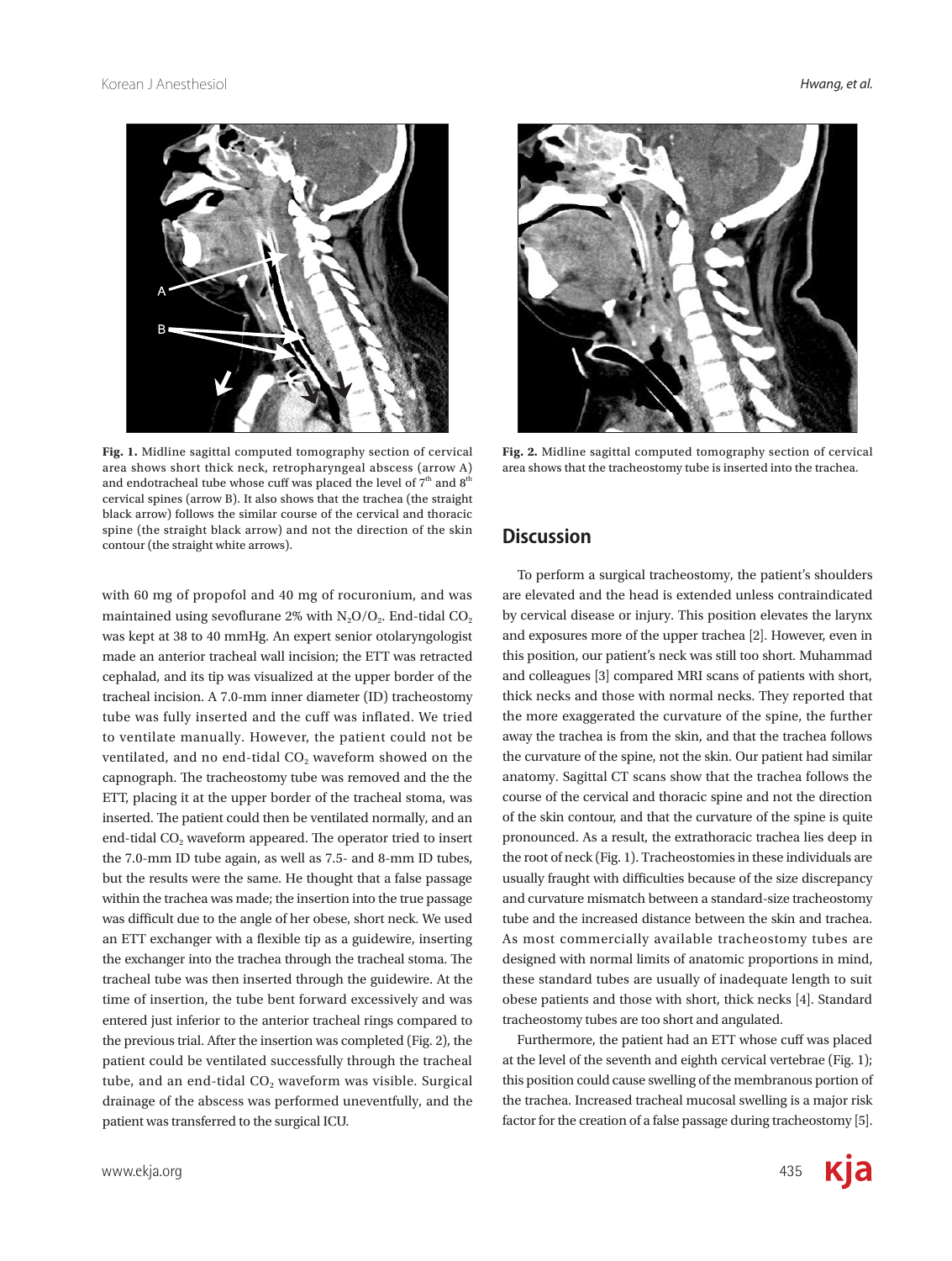Fig. 1. Midline sagittal computed tomography section of cervical area shows short thick neck, retropharyngeal abscess (arrow A) and endotracheal tube whose cuff was placed the level of 7th and 8th cervical spines (arrow B). It also shows that the trachea (the straight black arrow) follows the similar course of the cervical and thoracic spine (the straight black arrow) and not the direction of the skin contour (the straight white arrows).

Fig. 2. Midline sagittal computed tomography section of cervical area shows that the tracheostomy tube is inserted into the trachea.

with 60 mg of propofol and 40 mg of rocuronium, and was maintained using sevoflurane 2% with $N_2O/O_2$. End-tidal $CO_2$ was kept at 38 to 40 mmHg. An expert senior otolaryngologist made an anterior tracheal wall incision; the ETT was retracted cephalad, and its tip was visualized at the upper border of the tracheal incision. A 7.0-mm inner diameter (ID) tracheostomy tube was fully inserted and the cuff was inflated. We tried to ventilate manually. However, the patient could not be ventilated, and no end-tidal $CO_2$ waveform showed on the capnograph. The tracheostomy tube was removed and the the ETT, placing it at the upper border of the tracheal stoma, was inserted. The patient could then be ventilated normally, and an end-tidal $CO_2$ waveform appeared. The operator tried to insert the 7.0-mm ID tube again, as well as 7.5- and 8-mm ID tubes, but the results were the same. He thought that a false passage within the trachea was made; the insertion into the true passage was difficult due to the angle of her obese, short neck. We used an ETT exchanger with a flexible tip as a guidewire, inserting the exchanger into the trachea through the tracheal stoma. The tracheal tube was then inserted through the guidewire. At the time of insertion, the tube bent forward excessively and was entered just inferior to the anterior tracheal rings compared to the previous trial. After the insertion was completed (Fig. 2), the patient could be ventilated successfully through the tracheal tube, and an end-tidal $CO_2$ waveform was visible. Surgical drainage of the abscess was performed uneventfully, and the patient was transferred to the surgical ICU.

## Discussion

To perform a surgical tracheostomy, the patient's shoulders are elevated and the head is extended unless contraindicated by cervical disease or injury. This position elevates the larynx and exposures more of the upper trachea [2]. However, even in this position, our patient's neck was still too short. Muhammad and colleagues [3] compared MRI scans of patients with short, thick necks and those with normal necks. They reported that the more exaggerated the curvature of the spine, the further away the trachea is from the skin, and that the trachea follows the curvature of the spine, not the skin. Our patient had similar anatomy. Sagittal CT scans show that the trachea follows the course of the cervical and thoracic spine and not the direction of the skin contour, and that the curvature of the spine is quite pronounced. As a result, the extrathoracic trachea lies deep in the root of neck (Fig. 1). Tracheostomies in these individuals are usually fraught with difficulties because of the size discrepancy and curvature mismatch between a standard-size tracheostomy tube and the increased distance between the skin and trachea. As most commercially available tracheostomy tubes are designed with normal limits of anatomic proportions in mind, these standard tubes are usually of inadequate length to suit obese patients and those with short, thick necks [4]. Standard tracheostomy tubes are too short and angulated.

Furthermore, the patient had an ETT whose cuff was placed at the level of the seventh and eighth cervical vertebrae (Fig. 1); this position could cause swelling of the membranous portion of the trachea. Increased tracheal mucosal swelling is a major risk factor for the creation of a false passage during tracheostomy [5].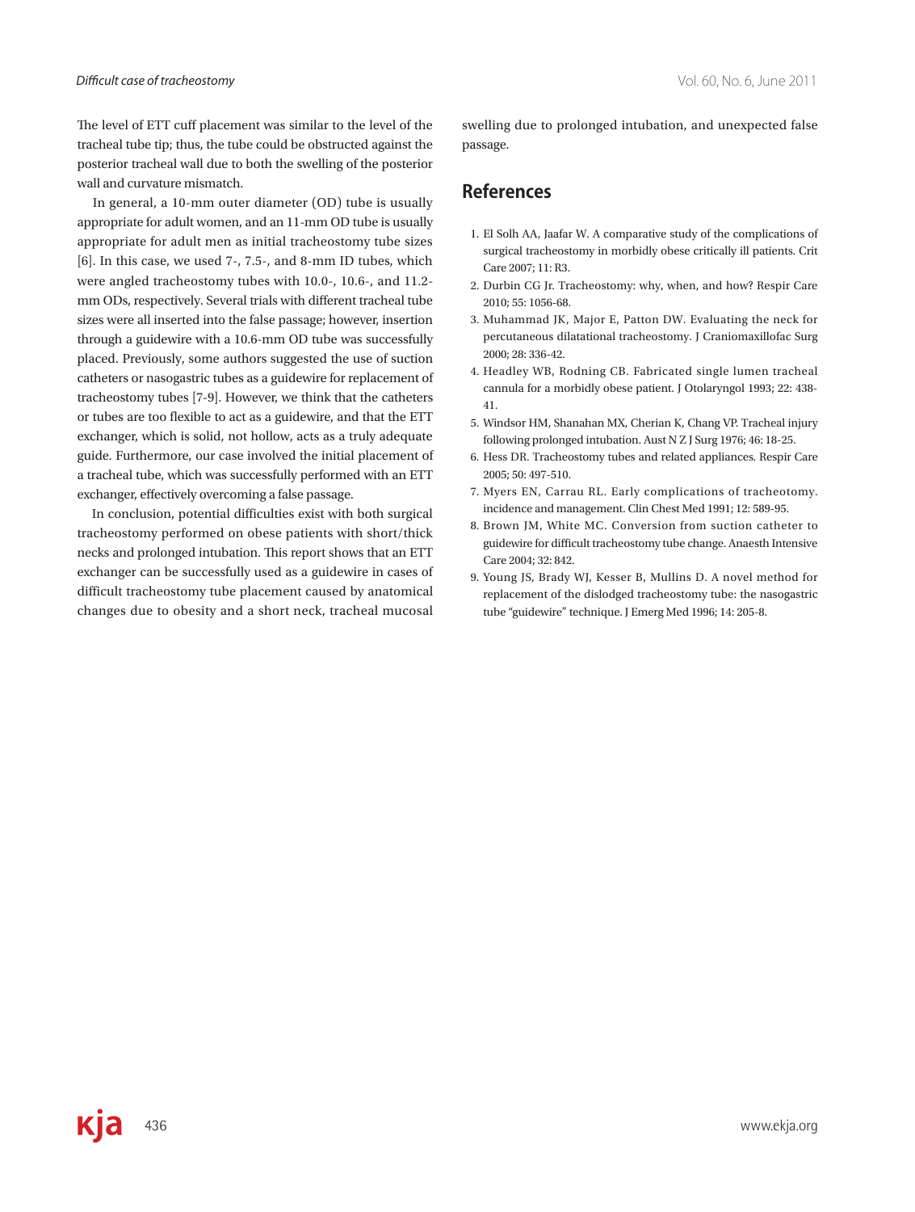The level of ETT cuff placement was similar to the level of the tracheal tube tip; thus, the tube could be obstructed against the posterior tracheal wall due to both the swelling of the posterior wall and curvature mismatch.

In general, a 10-mm outer diameter (OD) tube is usually appropriate for adult women, and an 11-mm OD tube is usually appropriate for adult men as initial tracheostomy tube sizes [6]. In this case, we used 7-, 7.5-, and 8-mm ID tubes, which were angled tracheostomy tubes with 10.0-, 10.6-, and 11.2-mm ODs, respectively. Several trials with different tracheal tube sizes were all inserted into the false passage; however, insertion through a guidewire with a 10.6-mm OD tube was successfully placed. Previously, some authors suggested the use of suction catheters or nasogastric tubes as a guidewire for replacement of tracheostomy tubes [7-9]. However, we think that the catheters or tubes are too flexible to act as a guidewire, and that the ETT exchanger, which is solid, not hollow, acts as a truly adequate guide. Furthermore, our case involved the initial placement of a tracheal tube, which was successfully performed with an ETT exchanger, effectively overcoming a false passage.

In conclusion, potential difficulties exist with both surgical tracheostomy performed on obese patients with short/thick necks and prolonged intubation. This report shows that an ETT exchanger can be successfully used as a guidewire in cases of difficult tracheostomy tube placement caused by anatomical changes due to obesity and a short neck, tracheal mucosal swelling due to prolonged intubation, and unexpected false passage.

## References

1. El Solh AA, Jaafar W. A comparative study of the complications of surgical tracheostomy in morbidly obese critically ill patients. Crit Care 2007; 11: R3.
2. Durbin CG Jr. Tracheostomy: why, when, and how? Respir Care 2010; 55: 1056-68.
3. Muhammad JK, Major E, Patton DW. Evaluating the neck for percutaneous dilatational tracheostomy. J Craniomaxillofac Surg 2000; 28: 336-42.
4. Headley WB, Rodning CB. Fabricated single lumen tracheal cannula for a morbidly obese patient. J Otolaryngol 1993; 22: 438-41.
5. Windsor HM, Shanahan MX, Cherian K, Chang VP. Tracheal injury following prolonged intubation. Aust N Z J Surg 1976; 46: 18-25.
6. Hess DR. Tracheostomy tubes and related appliances. Respir Care 2005; 50: 497-510.
7. Myers EN, Carrau RL. Early complications of tracheotomy. incidence and management. Clin Chest Med 1991; 12: 589-95.
8. Brown JM, White MC. Conversion from suction catheter to guidewire for difficult tracheostomy tube change. Anaesth Intensive Care 2004; 32: 842.
9. Young JS, Brady WJ, Kesser B, Mullins D. A novel method for replacement of the dislodged tracheostomy tube: the nasogastric tube "guidewire" technique. J Emerg Med 1996; 14: 205-8.